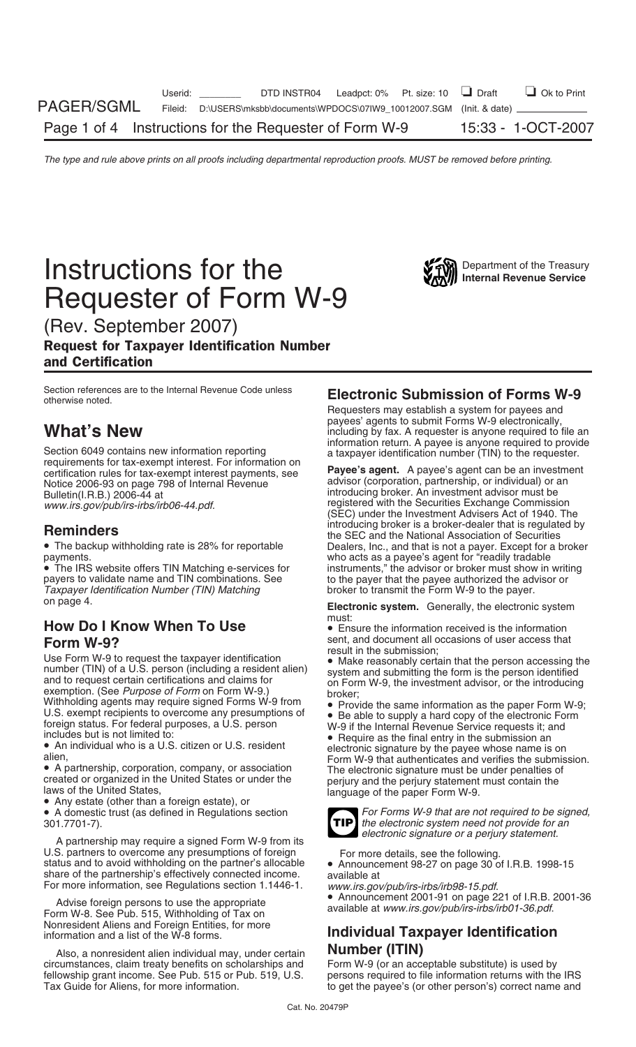# Instructions for the Requester of Form W-9

Department of the Treasury
Internal Revenue Service

(Rev. September 2007)

**Request for Taxpayer Identification Number and Certification**

Section references are to the Internal Revenue Code unless otherwise noted.

## What's New

Section 6049 contains new information reporting requirements for tax-exempt interest. For information on certification rules for tax-exempt interest payments, see Notice 2006-93 on page 798 of Internal Revenue Bulletin(I.R.B.) 2006-44 at *www.irs.gov/pub/irs-irbs/irb06-44.pdf.*

## Reminders

- The backup withholding rate is 28% for reportable payments.
- The IRS website offers TIN Matching e-services for payers to validate name and TIN combinations. See *Taxpayer Identification Number (TIN) Matching* on page 4.

## How Do I Know When To Use Form W-9?

Use Form W-9 to request the taxpayer identification number (TIN) of a U.S. person (including a resident alien) and to request certain certifications and claims for exemption. (See *Purpose of Form* on Form W-9.) Withholding agents may require signed Forms W-9 from U.S. exempt recipients to overcome any presumptions of foreign status. For federal purposes, a U.S. person includes but is not limited to:

- An individual who is a U.S. citizen or U.S. resident alien,
- A partnership, corporation, company, or association created or organized in the United States or under the laws of the United States,
- Any estate (other than a foreign estate), or
- A domestic trust (as defined in Regulations section 301.7701-7).

A partnership may require a signed Form W-9 from its U.S. partners to overcome any presumptions of foreign status and to avoid withholding on the partner's allocable share of the partnership's effectively connected income. For more information, see Regulations section 1.1446-1.

Advise foreign persons to use the appropriate Form W-8. See Pub. 515, Withholding of Tax on Nonresident Aliens and Foreign Entities, for more information and a list of the W-8 forms.

Also, a nonresident alien individual may, under certain circumstances, claim treaty benefits on scholarships and fellowship grant income. See Pub. 515 or Pub. 519, U.S. Tax Guide for Aliens, for more information.

## Electronic Submission of Forms W-9

Requesters may establish a system for payees and payees' agents to submit Forms W-9 electronically, including by fax. A requester is anyone required to file an information return. A payee is anyone required to provide a taxpayer identification number (TIN) to the requester.

**Payee's agent.** A payee's agent can be an investment advisor (corporation, partnership, or individual) or an introducing broker. An investment advisor must be registered with the Securities Exchange Commission (SEC) under the Investment Advisers Act of 1940. The introducing broker is a broker-dealer that is regulated by the SEC and the National Association of Securities Dealers, Inc., and that is not a payer. Except for a broker who acts as a payee's agent for "readily tradable instruments," the advisor or broker must show in writing to the payer that the payee authorized the advisor or broker to transmit the Form W-9 to the payer.

**Electronic system.** Generally, the electronic system must:

- Ensure the information received is the information sent, and document all occasions of user access that result in the submission;
- Make reasonably certain that the person accessing the system and submitting the form is the person identified on Form W-9, the investment advisor, or the introducing broker;
- Provide the same information as the paper Form W-9;
- Be able to supply a hard copy of the electronic Form W-9 if the Internal Revenue Service requests it; and
- Require as the final entry in the submission an electronic signature by the payee whose name is on Form W-9 that authenticates and verifies the submission. The electronic signature must be under penalties of perjury and the perjury statement must contain the language of the paper Form W-9.

**TIP** *For Forms W-9 that are not required to be signed, the electronic system need not provide for an electronic signature or a perjury statement.*

For more details, see the following.

- Announcement 98-27 on page 30 of I.R.B. 1998-15 available at *www.irs.gov/pub/irs-irbs/irb98-15.pdf.*
- Announcement 2001-91 on page 221 of I.R.B. 2001-36 available at *www.irs.gov/pub/irs-irbs/irb01-36.pdf.*

## Individual Taxpayer Identification Number (ITIN)

Form W-9 (or an acceptable substitute) is used by persons required to file information returns with the IRS to get the payee's (or other person's) correct name and

Cat. No. 20479P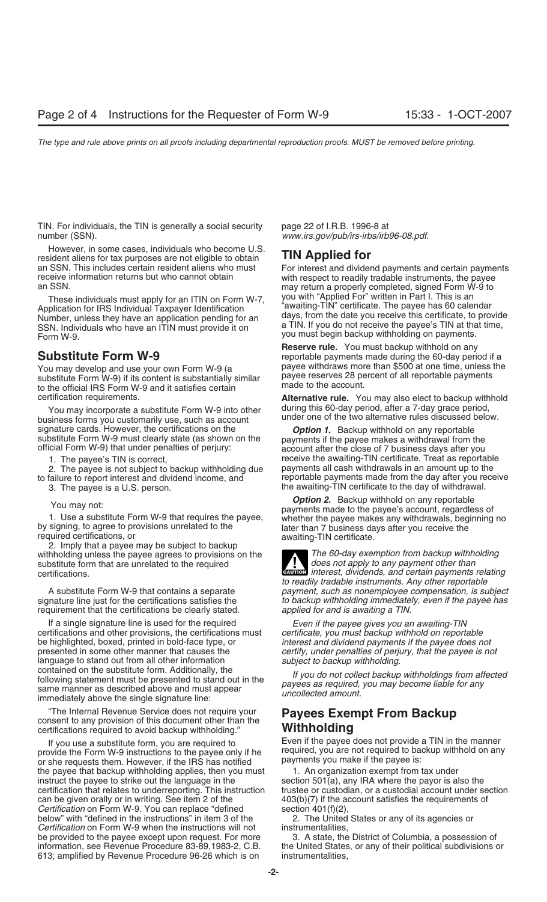TIN. For individuals, the TIN is generally a social security number (SSN).

However, in some cases, individuals who become U.S. resident aliens for tax purposes are not eligible to obtain an SSN. This includes certain resident aliens who must receive information returns but who cannot obtain an SSN.

These individuals must apply for an ITIN on Form W-7, Application for IRS Individual Taxpayer Identification Number, unless they have an application pending for an SSN. Individuals who have an ITIN must provide it on Form W-9.

## Substitute Form W-9

You may develop and use your own Form W-9 (a substitute Form W-9) if its content is substantially similar to the official IRS Form W-9 and it satisfies certain certification requirements.

You may incorporate a substitute Form W-9 into other business forms you customarily use, such as account signature cards. However, the certifications on the substitute Form W-9 must clearly state (as shown on the official Form W-9) that under penalties of perjury:

1. The payee's TIN is correct,
2. The payee is not subject to backup withholding due to failure to report interest and dividend income, and
3. The payee is a U.S. person.

You may not:

1. Use a substitute Form W-9 that requires the payee, by signing, to agree to provisions unrelated to the required certifications, or
2. Imply that a payee may be subject to backup withholding unless the payee agrees to provisions on the substitute form that are unrelated to the required certifications.

A substitute Form W-9 that contains a separate signature line just for the certifications satisfies the requirement that the certifications be clearly stated.

If a single signature line is used for the required certifications and other provisions, the certifications must be highlighted, boxed, printed in bold-face type, or presented in some other manner that causes the language to stand out from all other information contained on the substitute form. Additionally, the following statement must be presented to stand out in the same manner as described above and must appear immediately above the single signature line:

"The Internal Revenue Service does not require your consent to any provision of this document other than the certifications required to avoid backup withholding."

If you use a substitute form, you are required to provide the Form W-9 instructions to the payee only if he or she requests them. However, if the IRS has notified the payee that backup withholding applies, then you must instruct the payee to strike out the language in the certification that relates to underreporting. This instruction can be given orally or in writing. See item 2 of the *Certification* on Form W-9. You can replace "defined below" with "defined in the instructions" in item 3 of the *Certification* on Form W-9 when the instructions will not be provided to the payee except upon request. For more information, see Revenue Procedure 83-89,1983-2, C.B. 613; amplified by Revenue Procedure 96-26 which is on page 22 of I.R.B. 1996-8 at *www.irs.gov/pub/irs-irbs/irb96-08.pdf.*

## TIN Applied for

For interest and dividend payments and certain payments with respect to readily tradable instruments, the payee may return a properly completed, signed Form W-9 to you with "Applied For" written in Part I. This is an "awaiting-TIN" certificate. The payee has 60 calendar days, from the date you receive this certificate, to provide a TIN. If you do not receive the payee's TIN at that time, you must begin backup withholding on payments.

**Reserve rule.** You must backup withhold on any reportable payments made during the 60-day period if a payee withdraws more than $500 at one time, unless the payee reserves 28 percent of all reportable payments made to the account.

**Alternative rule.** You may also elect to backup withhold during this 60-day period, after a 7-day grace period, under one of the two alternative rules discussed below.

***Option 1.*** Backup withhold on any reportable payments if the payee makes a withdrawal from the account after the close of 7 business days after you receive the awaiting-TIN certificate. Treat as reportable payments all cash withdrawals in an amount up to the reportable payments made from the day after you receive the awaiting-TIN certificate to the day of withdrawal.

***Option 2.*** Backup withhold on any reportable payments made to the payee's account, regardless of whether the payee makes any withdrawals, beginning no later than 7 business days after you receive the awaiting-TIN certificate.

**CAUTION** *The 60-day exemption from backup withholding does not apply to any payment other than interest, dividends, and certain payments relating to readily tradable instruments. Any other reportable payment, such as nonemployee compensation, is subject to backup withholding immediately, even if the payee has applied for and is awaiting a TIN.*

*Even if the payee gives you an awaiting-TIN certificate, you must backup withhold on reportable interest and dividend payments if the payee does not certify, under penalties of perjury, that the payee is not subject to backup withholding.*

*If you do not collect backup withholdings from affected payees as required, you may become liable for any uncollected amount.*

## Payees Exempt From Backup Withholding

Even if the payee does not provide a TIN in the manner required, you are not required to backup withhold on any payments you make if the payee is:

1. An organization exempt from tax under section 501(a), any IRA where the payor is also the trustee or custodian, or a custodial account under section 403(b)(7) if the account satisfies the requirements of section 401(f)(2),
2. The United States or any of its agencies or instrumentalities,
3. A state, the District of Columbia, a possession of the United States, or any of their political subdivisions or instrumentalities,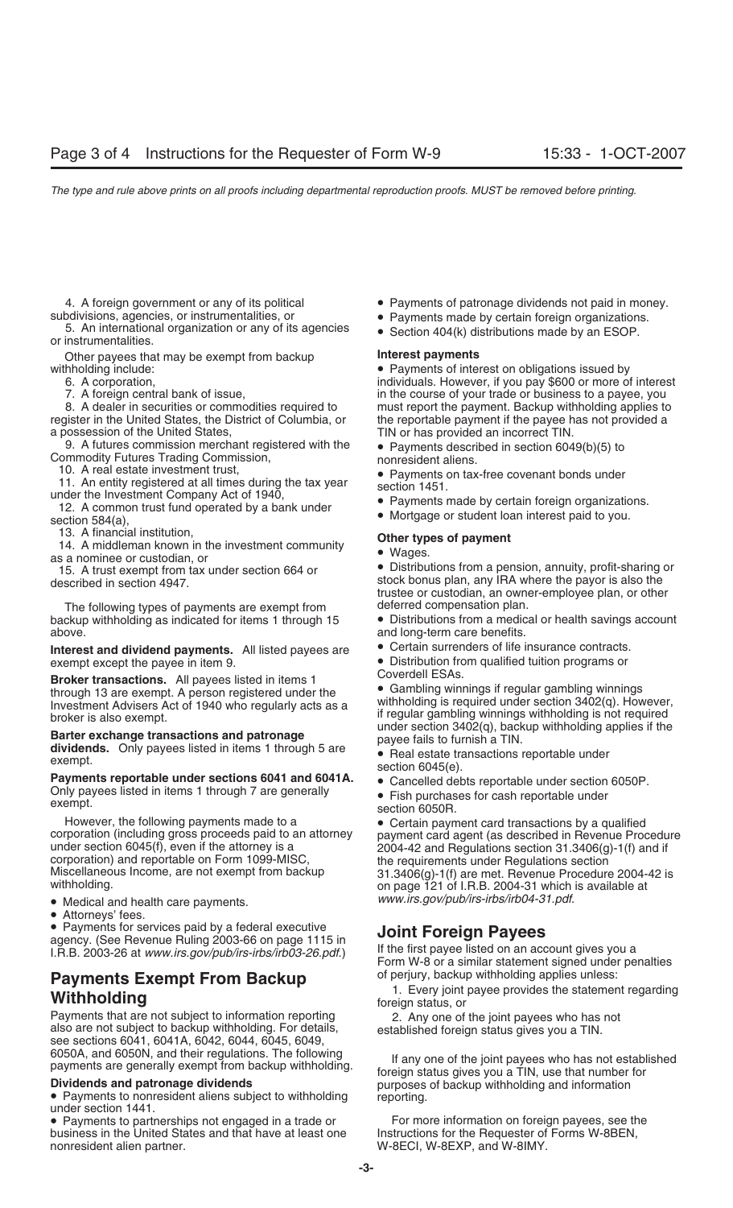4. A foreign government or any of its political subdivisions, agencies, or instrumentalities, or

5. An international organization or any of its agencies or instrumentalities.

Other payees that may be exempt from backup withholding include:

6. A corporation,

7. A foreign central bank of issue,

8. A dealer in securities or commodities required to register in the United States, the District of Columbia, or a possession of the United States,

9. A futures commission merchant registered with the Commodity Futures Trading Commission,

10. A real estate investment trust,

11. An entity registered at all times during the tax year under the Investment Company Act of 1940,

12. A common trust fund operated by a bank under section 584(a),

13. A financial institution,

14. A middleman known in the investment community as a nominee or custodian, or

15. A trust exempt from tax under section 664 or described in section 4947.

The following types of payments are exempt from backup withholding as indicated for items 1 through 15 above.

**Interest and dividend payments.** All listed payees are exempt except the payee in item 9.

**Broker transactions.** All payees listed in items 1 through 13 are exempt. A person registered under the Investment Advisers Act of 1940 who regularly acts as a broker is also exempt.

**Barter exchange transactions and patronage dividends.** Only payees listed in items 1 through 5 are exempt.

**Payments reportable under sections 6041 and 6041A.** Only payees listed in items 1 through 7 are generally exempt.

However, the following payments made to a corporation (including gross proceeds paid to an attorney under section 6045(f), even if the attorney is a corporation) and reportable on Form 1099-MISC, Miscellaneous Income, are not exempt from backup withholding.

- Medical and health care payments.
- Attorneys' fees.
- Payments for services paid by a federal executive agency. (See Revenue Ruling 2003-66 on page 1115 in I.R.B. 2003-26 at *www.irs.gov/pub/irs-irbs/irb03-26.pdf*.)

## Payments Exempt From Backup Withholding

Payments that are not subject to information reporting also are not subject to backup withholding. For details, see sections 6041, 6041A, 6042, 6044, 6045, 6049, 6050A, and 6050N, and their regulations. The following payments are generally exempt from backup withholding.

**Dividends and patronage dividends**

- Payments to nonresident aliens subject to withholding under section 1441.
- Payments to partnerships not engaged in a trade or business in the United States and that have at least one nonresident alien partner.
- Payments of patronage dividends not paid in money.
- Payments made by certain foreign organizations.
- Section 404(k) distributions made by an ESOP.

**Interest payments**

- Payments of interest on obligations issued by individuals. However, if you pay $600 or more of interest in the course of your trade or business to a payee, you must report the payment. Backup withholding applies to the reportable payment if the payee has not provided a TIN or has provided an incorrect TIN.
- Payments described in section 6049(b)(5) to nonresident aliens.
- Payments on tax-free covenant bonds under section 1451.
- Payments made by certain foreign organizations.
- Mortgage or student loan interest paid to you.

**Other types of payment**

- Wages.
- Distributions from a pension, annuity, profit-sharing or stock bonus plan, any IRA where the payor is also the trustee or custodian, an owner-employee plan, or other deferred compensation plan.
- Distributions from a medical or health savings account and long-term care benefits.
- Certain surrenders of life insurance contracts.
- Distribution from qualified tuition programs or Coverdell ESAs.
- Gambling winnings if regular gambling winnings withholding is required under section 3402(q). However, if regular gambling winnings withholding is not required under section 3402(q), backup withholding applies if the payee fails to furnish a TIN.
- Real estate transactions reportable under section 6045(e).
- Cancelled debts reportable under section 6050P.
- Fish purchases for cash reportable under section 6050R.
- Certain payment card transactions by a qualified payment card agent (as described in Revenue Procedure 2004-42 and Regulations section 31.3406(g)-1(f) and if the requirements under Regulations section 31.3406(g)-1(f) are met. Revenue Procedure 2004-42 is on page 121 of I.R.B. 2004-31 which is available at *www.irs.gov/pub/irs-irbs/irb04-31.pdf*.

## Joint Foreign Payees

If the first payee listed on an account gives you a Form W-8 or a similar statement signed under penalties of perjury, backup withholding applies unless:

1. Every joint payee provides the statement regarding foreign status, or

2. Any one of the joint payees who has not established foreign status gives you a TIN.

If any one of the joint payees who has not established foreign status gives you a TIN, use that number for purposes of backup withholding and information reporting.

For more information on foreign payees, see the Instructions for the Requester of Forms W-8BEN, W-8ECI, W-8EXP, and W-8IMY.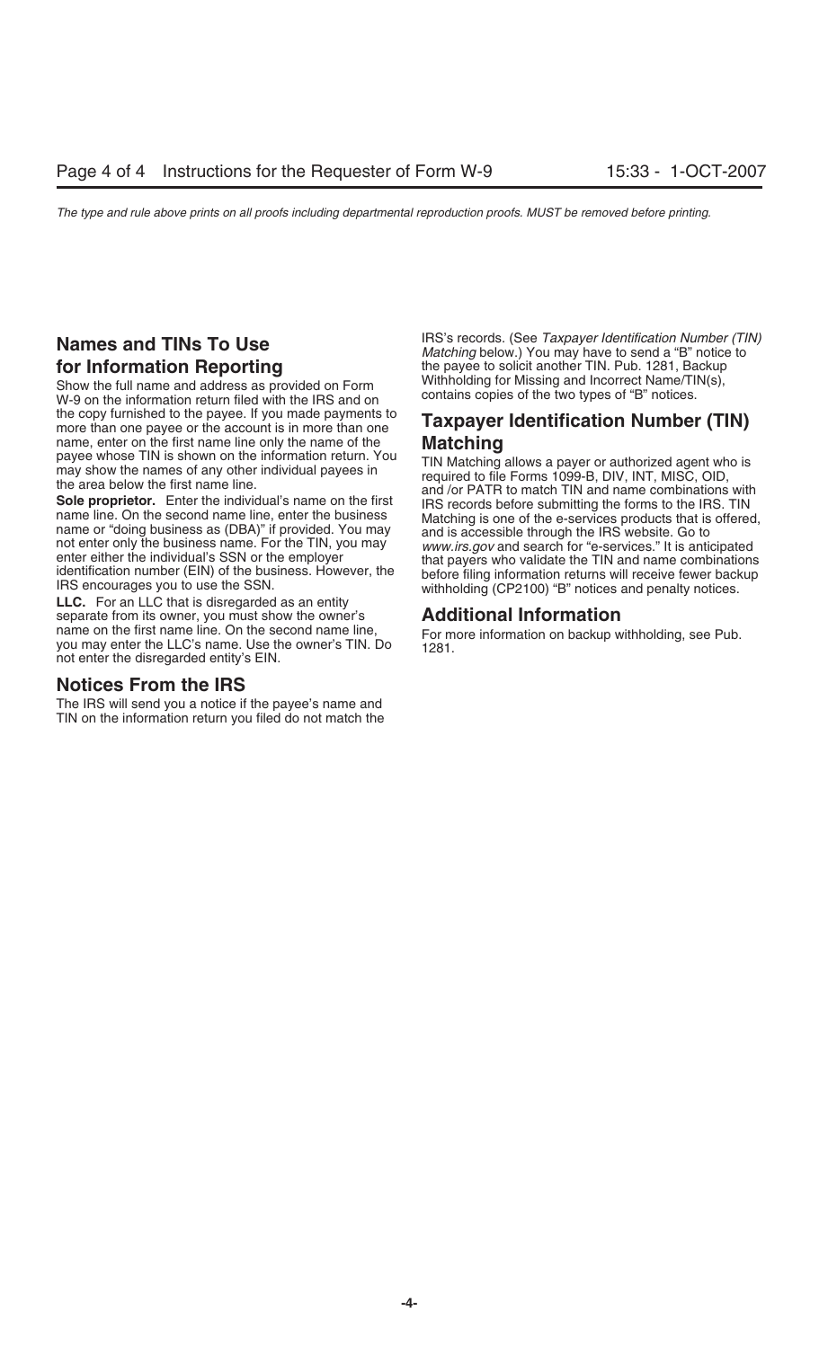## Names and TINs To Use for Information Reporting

Show the full name and address as provided on Form W-9 on the information return filed with the IRS and on the copy furnished to the payee. If you made payments to more than one payee or the account is in more than one name, enter on the first name line only the name of the payee whose TIN is shown on the information return. You may show the names of any other individual payees in the area below the first name line.

**Sole proprietor.** Enter the individual's name on the first name line. On the second name line, enter the business name or "doing business as (DBA)" if provided. You may not enter only the business name. For the TIN, you may enter either the individual's SSN or the employer identification number (EIN) of the business. However, the IRS encourages you to use the SSN.

**LLC.** For an LLC that is disregarded as an entity separate from its owner, you must show the owner's name on the first name line. On the second name line, you may enter the LLC's name. Use the owner's TIN. Do not enter the disregarded entity's EIN.

## Notices From the IRS

The IRS will send you a notice if the payee's name and TIN on the information return you filed do not match the IRS's records. (See *Taxpayer Identification Number (TIN) Matching* below.) You may have to send a "B" notice to the payee to solicit another TIN. Pub. 1281, Backup Withholding for Missing and Incorrect Name/TIN(s), contains copies of the two types of "B" notices.

## Taxpayer Identification Number (TIN) Matching

TIN Matching allows a payer or authorized agent who is required to file Forms 1099-B, DIV, INT, MISC, OID, and /or PATR to match TIN and name combinations with IRS records before submitting the forms to the IRS. TIN Matching is one of the e-services products that is offered, and is accessible through the IRS website. Go to *www.irs.gov* and search for "e-services." It is anticipated that payers who validate the TIN and name combinations before filing information returns will receive fewer backup withholding (CP2100) "B" notices and penalty notices.

## Additional Information

For more information on backup withholding, see Pub. 1281.